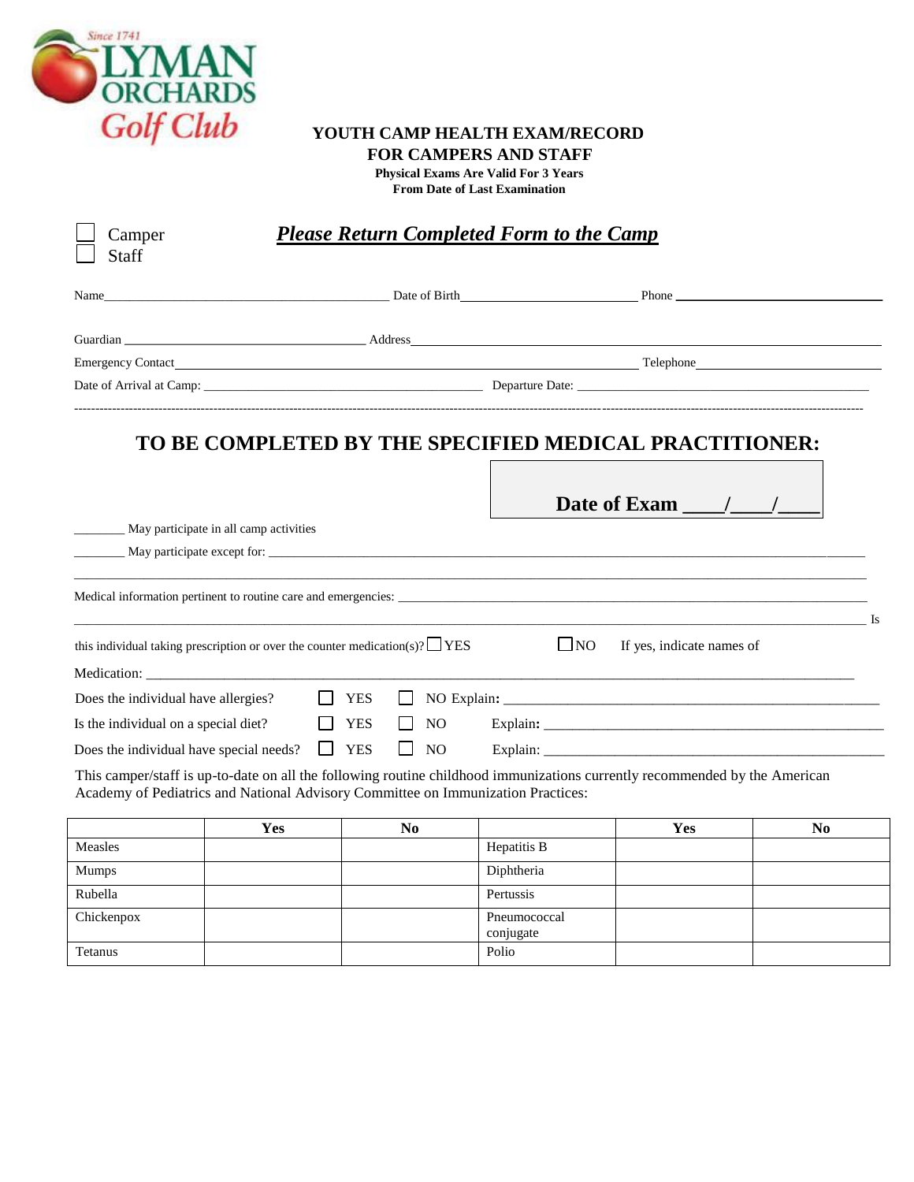Since 1741 LYMAN ORCHARDS Golf Club

# YOUTH CAMP HEALTH EXAM/RECORD FOR CAMPERS AND STAFF

**Physical Exams Are Valid For 3 Years From Date of Last Examination**

☐ Camper
☐ Staff

***Please Return Completed Form to the Camp***

Name_____________________________________________ Date of Birth__________________________ Phone ______________________________

Guardian _____________________________________ Address______________________________________________________________________

Emergency Contact_______________________________________________________________________ Telephone___________________________

Date of Arrival at Camp: ____________________________________________ Departure Date: _____________________________________________

---

## TO BE COMPLETED BY THE SPECIFIED MEDICAL PRACTITIONER:

**Date of Exam ____/____/____**

________ May participate in all camp activities

________ May participate except for: _________________________________________________________________________________________________

_____________________________________________________________________________________________________________________________

Medical information pertinent to routine care and emergencies: ____________________________________________________________________________

_____________________________________________________________________________________________________________________________ Is this individual taking prescription or over the counter medication(s)? ☐ YES ☐ NO If yes, indicate names of

Medication: ___________________________________________________________________________________________________________

Does the individual have allergies? ☐ YES ☐ NO Explain**:** _______________________________________________________

Is the individual on a special diet? ☐ YES ☐ NO Explain**:** _______________________________________________________

Does the individual have special needs? ☐ YES ☐ NO Explain: _______________________________________________________

This camper/staff is up-to-date on all the following routine childhood immunizations currently recommended by the American Academy of Pediatrics and National Advisory Committee on Immunization Practices:

| | Yes | No | | Yes | No |
|---|---|---|---|---|---|
| Measles | | | Hepatitis B | | |
| Mumps | | | Diphtheria | | |
| Rubella | | | Pertussis | | |
| Chickenpox | | | Pneumococcal conjugate | | |
| Tetanus | | | Polio | | |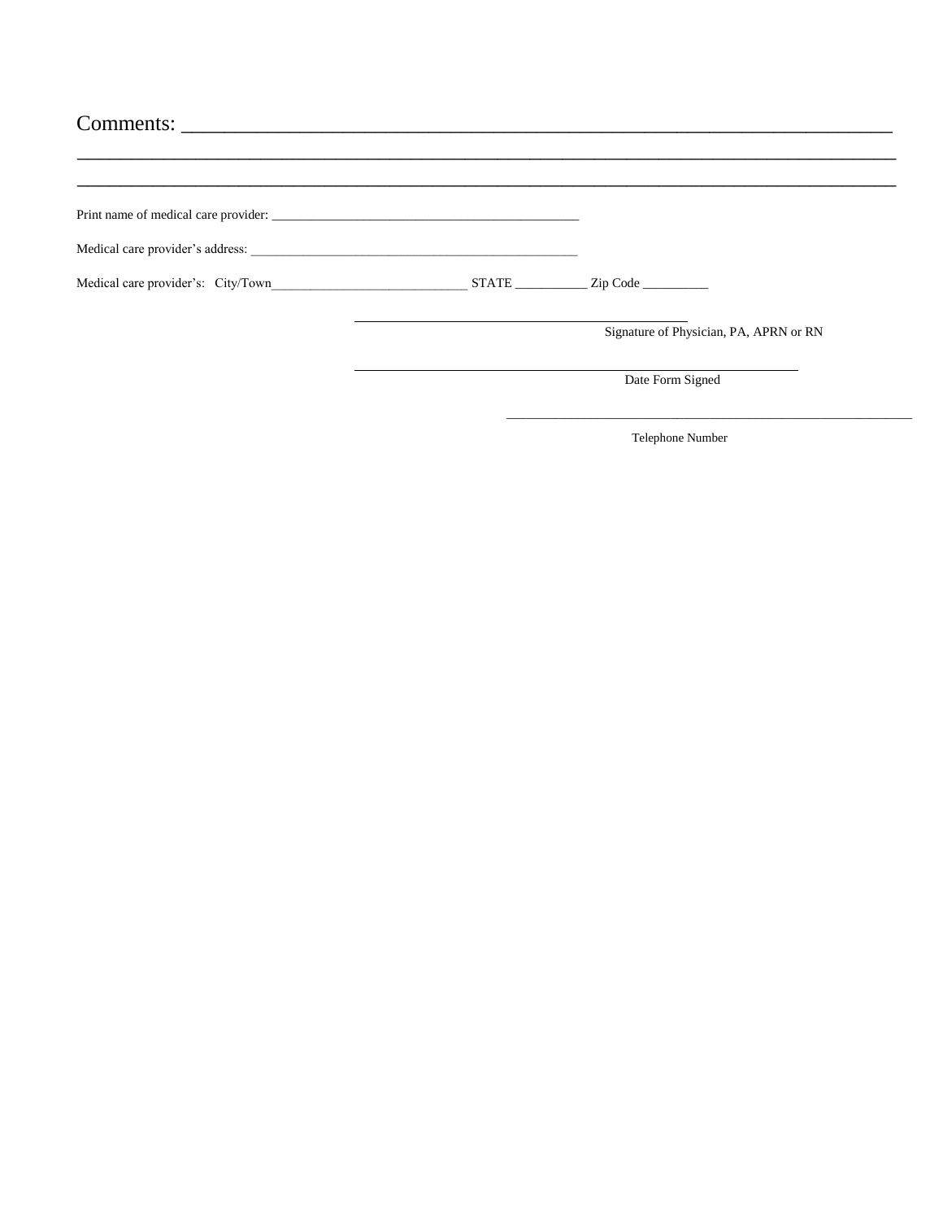Comments: ___________________________________________________________________

_____________________________________________________________________________

_____________________________________________________________________________

Print name of medical care provider: _______________________________________________

Medical care provider's address: ____________________________________________________

Medical care provider's: City/Town______________________________ STATE ___________ Zip Code __________

_______________________________________________
Signature of Physician, PA, APRN or RN

_______________________________________________
Date Form Signed

_______________________________________________
Telephone Number